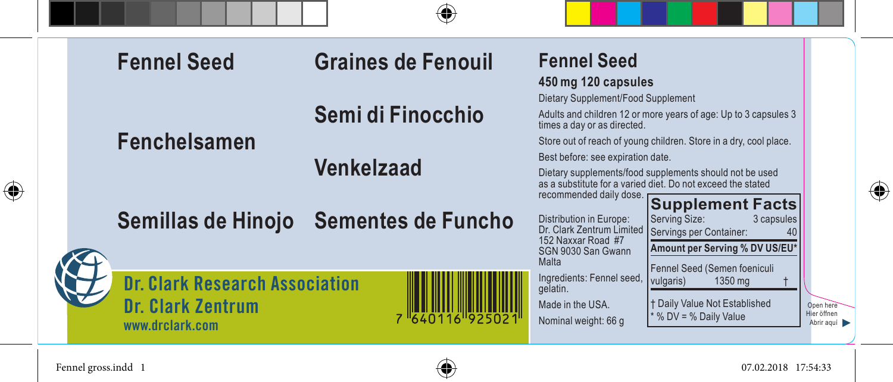# Fennel Seed

# Graines de Fenouil

# Semi di Finocchio

# Fenchelsamen

# Venkelzaad

# Semillas de Hinojo

# Sementes de Funcho

## Dr. Clark Research Association
## Dr. Clark Zentrum
www.drclark.com

7 640116 925021

## Fennel Seed

**450 mg 120 capsules**

Dietary Supplement/Food Supplement

Adults and children 12 or more years of age: Up to 3 capsules 3 times a day or as directed.

Store out of reach of young children. Store in a dry, cool place.

Best before: see expiration date.

Dietary supplements/food supplements should not be used as a substitute for a varied diet. Do not exceed the stated recommended daily dose.

Distribution in Europe:
Dr. Clark Zentrum Limited
152 Naxxar Road #7
SGN 9030 San Gwann
Malta

Ingredients: Fennel seed, gelatin.

Made in the USA.

Nominal weight: 66 g

**Supplement Facts**

| Serving Size: | 3 capsules | |
|---|---|---|
| Servings per Container: | 40 | |
| **Amount per Serving** | | **% DV US/EU*** |
| Fennel Seed (Semen foeniculi vulgaris) | 1350 mg | † |

† Daily Value Not Established
* % DV = % Daily Value

Open here
Hier öffnen
Abrir aqui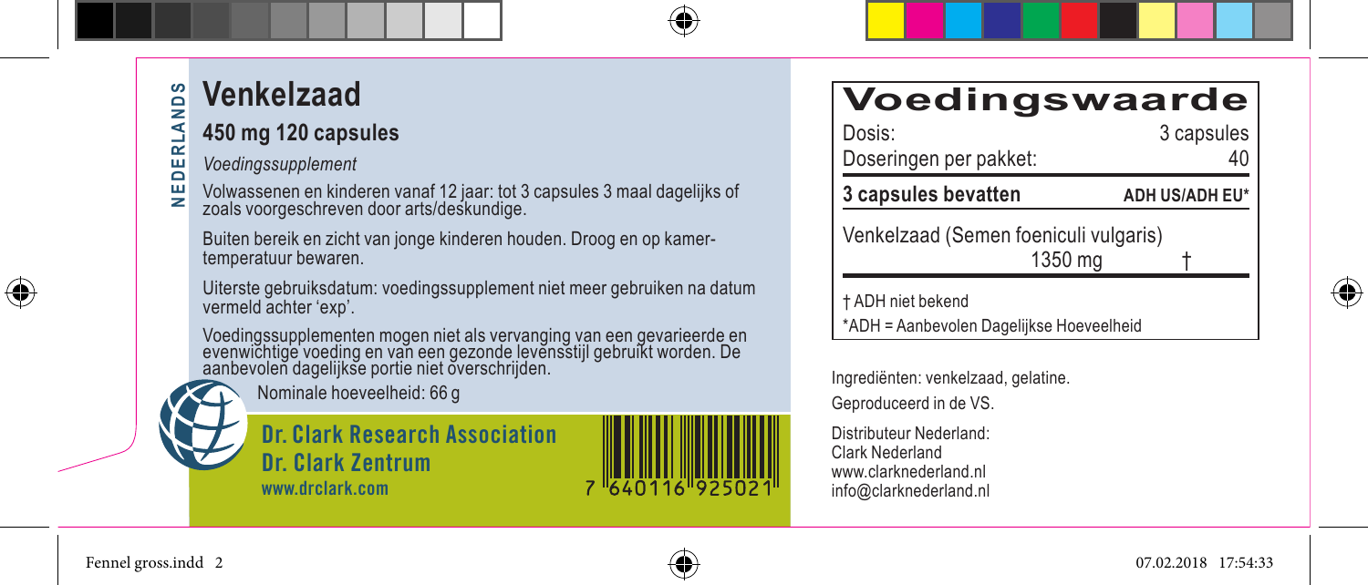NEDERLANDS

# Venkelzaad

## 450 mg 120 capsules

*Voedingssupplement*

Volwassenen en kinderen vanaf 12 jaar: tot 3 capsules 3 maal dagelijks of zoals voorgeschreven door arts/deskundige.

Buiten bereik en zicht van jonge kinderen houden. Droog en op kamertemperatuur bewaren.

Uiterste gebruiksdatum: voedingssupplement niet meer gebruiken na datum vermeld achter 'exp'.

Voedingssupplementen mogen niet als vervanging van een gevarieerde en evenwichtige voeding en van een gezonde levensstijl gebruikt worden. De aanbevolen dagelijkse portie niet overschrijden.

Nominale hoeveelheid: 66 g

**Dr. Clark Research Association**
**Dr. Clark Zentrum**
**www.drclark.com**

7 640116 925021

## Voedingswaarde

| Dosis: | 3 capsules |
|---|---|
| Doseringen per pakket: | 40 |
| **3 capsules bevatten** | **ADH US/ADH EU*** |
| Venkelzaad (Semen foeniculi vulgaris) 1350 mg | † |

† ADH niet bekend
*ADH = Aanbevolen Dagelijkse Hoeveelheid

Ingrediënten: venkelzaad, gelatine.

Geproduceerd in de VS.

Distributeur Nederland:
Clark Nederland
www.clarknederland.nl
info@clarknederland.nl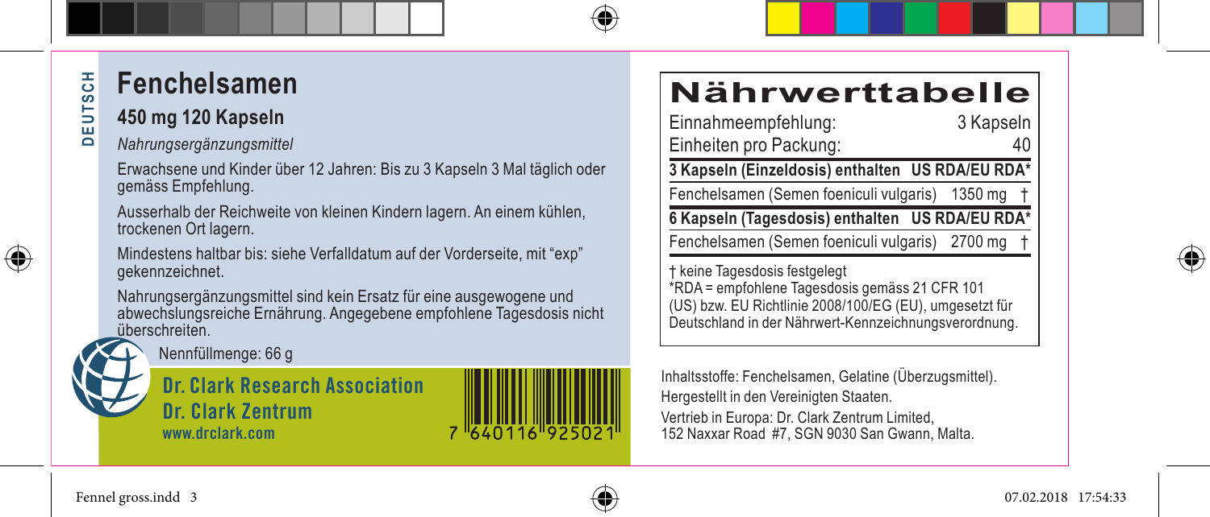DEUTSCH

# Fenchelsamen

## 450 mg 120 Kapseln

*Nahrungsergänzungsmittel*

Erwachsene und Kinder über 12 Jahren: Bis zu 3 Kapseln 3 Mal täglich oder gemäss Empfehlung.

Ausserhalb der Reichweite von kleinen Kindern lagern. An einem kühlen, trockenen Ort lagern.

Mindestens haltbar bis: siehe Verfalldatum auf der Vorderseite, mit "exp" gekennzeichnet.

Nahrungsergänzungsmittel sind kein Ersatz für eine ausgewogene und abwechslungsreiche Ernährung. Angegebene empfohlene Tagesdosis nicht überschreiten.

Nennfüllmenge: 66 g

**Dr. Clark Research Association**
**Dr. Clark Zentrum**
www.drclark.com

7 640116 925021

# Nährwerttabelle

| Einnahmeempfehlung: | 3 Kapseln | |
|---|---|---|
| Einheiten pro Packung: | 40 | |
| **3 Kapseln (Einzeldosis) enthalten** | **US RDA/EU RDA*** | |
| Fenchelsamen (Semen foeniculi vulgaris) | 1350 mg | † |
| **6 Kapseln (Tagesdosis) enthalten** | **US RDA/EU RDA*** | |
| Fenchelsamen (Semen foeniculi vulgaris) | 2700 mg | † |

† keine Tagesdosis festgelegt
*RDA = empfohlene Tagesdosis gemäss 21 CFR 101 (US) bzw. EU Richtlinie 2008/100/EG (EU), umgesetzt für Deutschland in der Nährwert-Kennzeichnungsverordnung.

Inhaltsstoffe: Fenchelsamen, Gelatine (Überzugsmittel).

Hergestellt in den Vereinigten Staaten.

Vertrieb in Europa: Dr. Clark Zentrum Limited, 152 Naxxar Road #7, SGN 9030 San Gwann, Malta.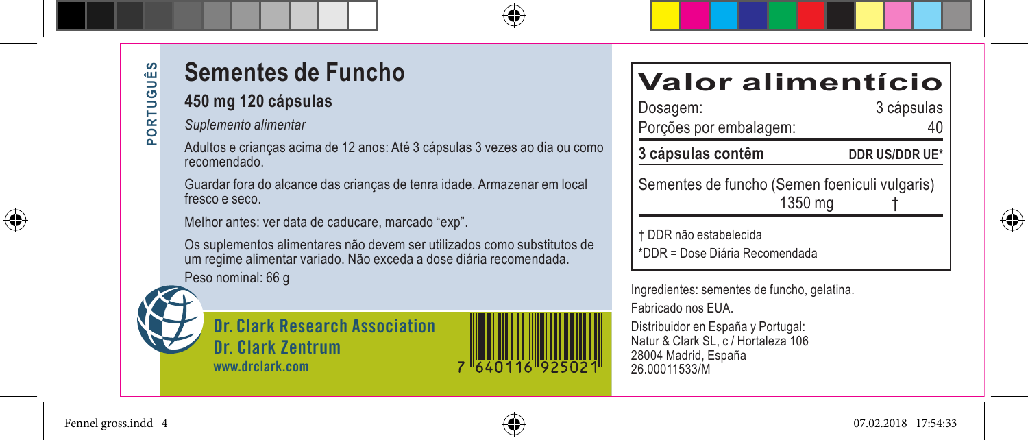PORTUGUÊS

# Sementes de Funcho

## 450 mg 120 cápsulas

*Suplemento alimentar*

Adultos e crianças acima de 12 anos: Até 3 cápsulas 3 vezes ao dia ou como recomendado.

Guardar fora do alcance das crianças de tenra idade. Armazenar em local fresco e seco.

Melhor antes: ver data de caducare, marcado "exp".

Os suplementos alimentares não devem ser utilizados como substitutos de um regime alimentar variado. Não exceda a dose diária recomendada.

Peso nominal: 66 g

**Dr. Clark Research Association**
**Dr. Clark Zentrum**
**www.drclark.com**

7 640116 925021

## Valor alimentício

| Dosagem: | 3 cápsulas |
|---|---|
| Porções por embalagem: | 40 |
| **3 cápsulas contêm** | **DDR US/DDR UE*** |
| Sementes de funcho (Semen foeniculi vulgaris) 1350 mg | † |

† DDR não estabelecida
*DDR = Dose Diária Recomendada

Ingredientes: sementes de funcho, gelatina.

Fabricado nos EUA.

Distribuidor en España y Portugal:
Natur & Clark SL, c / Hortaleza 106
28004 Madrid, España
26.00011533/M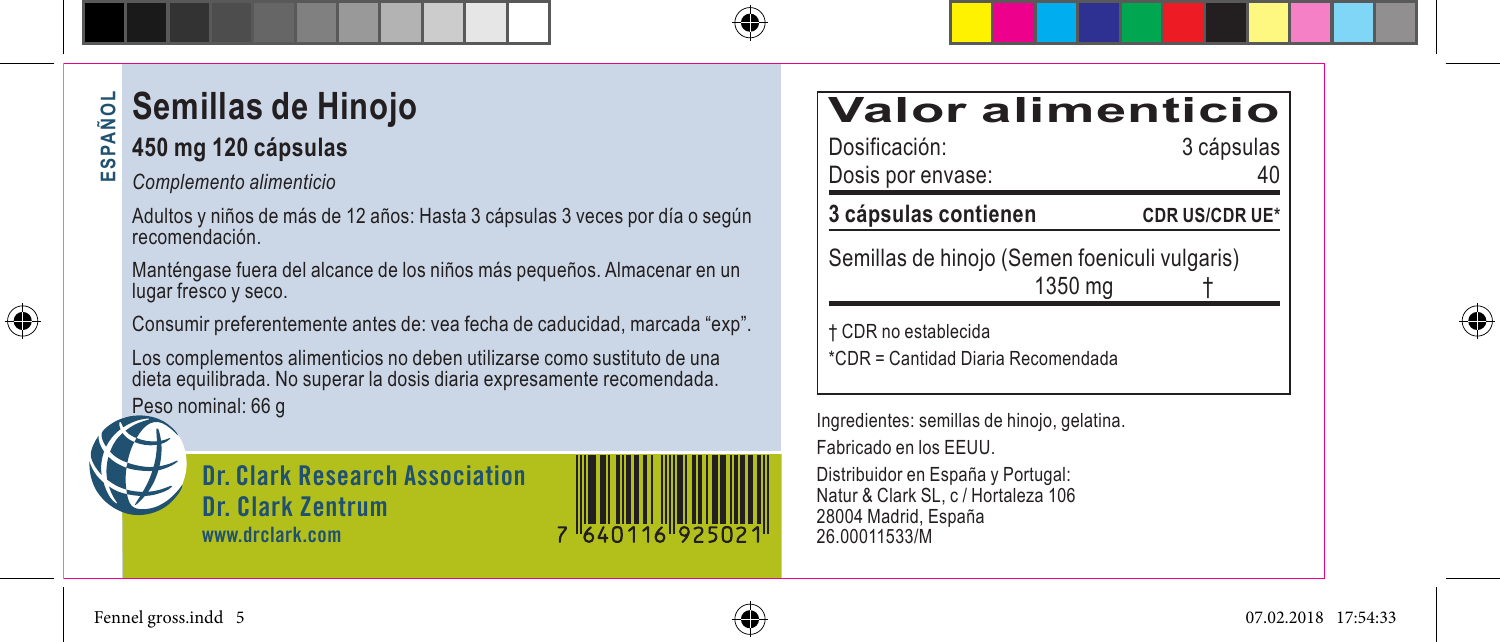ESPAÑOL

# Semillas de Hinojo

## 450 mg 120 cápsulas

*Complemento alimenticio*

Adultos y niños de más de 12 años: Hasta 3 cápsulas 3 veces por día o según recomendación.

Manténgase fuera del alcance de los niños más pequeños. Almacenar en un lugar fresco y seco.

Consumir preferentemente antes de: vea fecha de caducidad, marcada "exp".

Los complementos alimenticios no deben utilizarse como sustituto de una dieta equilibrada. No superar la dosis diaria expresamente recomendada.

Peso nominal: 66 g

**Dr. Clark Research Association**
**Dr. Clark Zentrum**
**www.drclark.com**

7 640116 925021

## Valor alimenticio

| Dosificación: | | 3 cápsulas |
|---|---|---|
| Dosis por envase: | | 40 |
| **3 cápsulas contienen** | | **CDR US/CDR UE*** |
| Semillas de hinojo (Semen foeniculi vulgaris) | 1350 mg | † |

† CDR no establecida
*CDR = Cantidad Diaria Recomendada

Ingredientes: semillas de hinojo, gelatina.

Fabricado en los EEUU.

Distribuidor en España y Portugal:
Natur & Clark SL, c / Hortaleza 106
28004 Madrid, España
26.00011533/M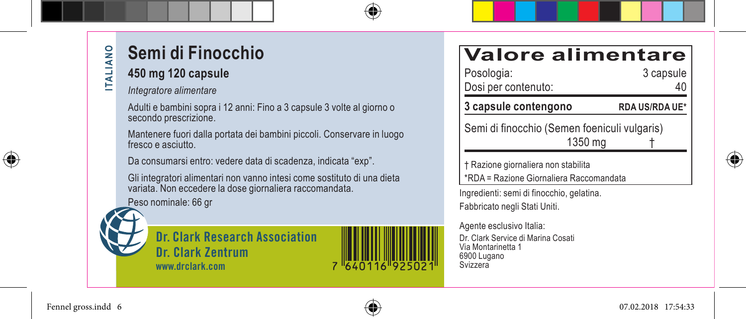ITALIANO

# Semi di Finocchio

## 450 mg 120 capsule

*Integratore alimentare*

Adulti e bambini sopra i 12 anni: Fino a 3 capsule 3 volte al giorno o secondo prescrizione.

Mantenere fuori dalla portata dei bambini piccoli. Conservare in luogo fresco e asciutto.

Da consumarsi entro: vedere data di scadenza, indicata "exp".

Gli integratori alimentari non vanno intesi come sostituto di una dieta variata. Non eccedere la dose giornaliera raccomandata.

Peso nominale: 66 gr

**Dr. Clark Research Association**
**Dr. Clark Zentrum**
www.drclark.com

7 640116 925021

# Valore alimentare

| Posologia: | 3 capsule |
|---|---|
| Dosi per contenuto: | 40 |
| **3 capsule contengono** | **RDA US/RDA UE*** |
| Semi di finocchio (Semen foeniculi vulgaris) 1350 mg | † |

† Razione giornaliera non stabilita
*RDA = Razione Giornaliera Raccomandata

Ingredienti: semi di finocchio, gelatina.

Fabbricato negli Stati Uniti.

Agente esclusivo Italia:
Dr. Clark Service di Marina Cosati
Via Montarinetta 1
6900 Lugano
Svizzera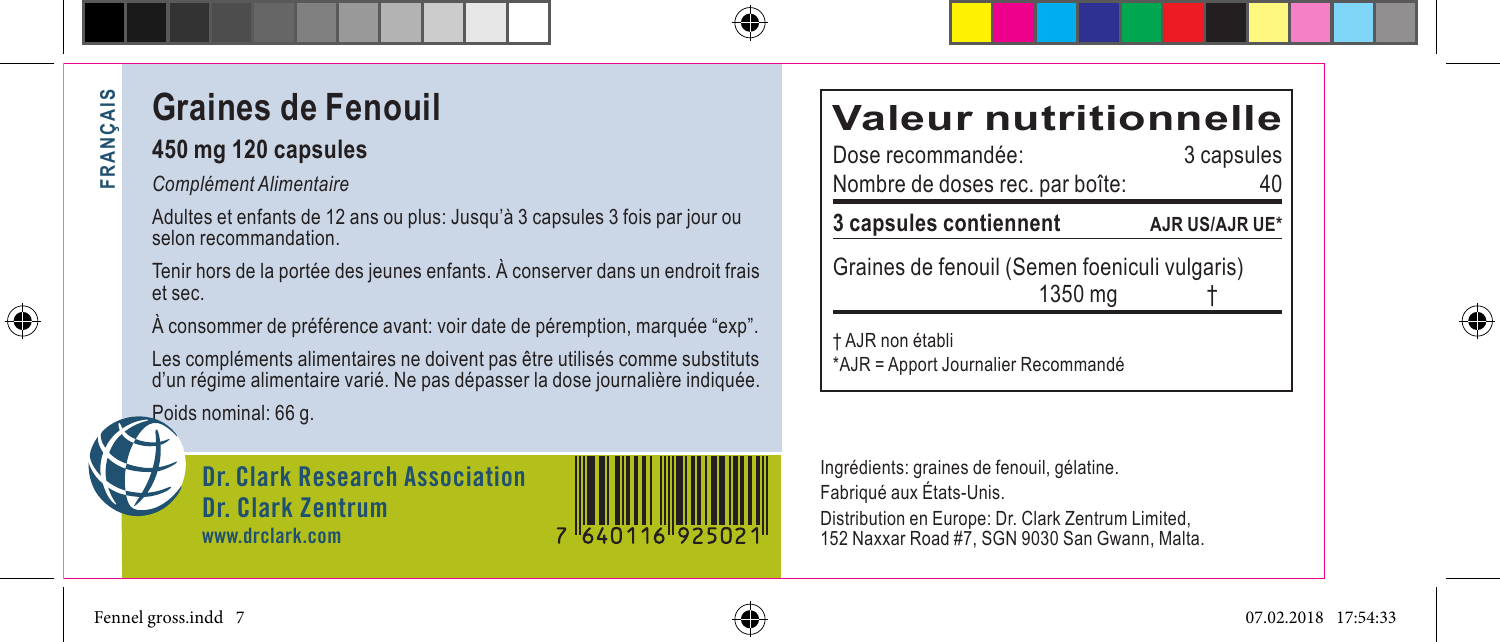FRANÇAIS

# Graines de Fenouil

## 450 mg 120 capsules

*Complément Alimentaire*

Adultes et enfants de 12 ans ou plus: Jusqu'à 3 capsules 3 fois par jour ou selon recommandation.

Tenir hors de la portée des jeunes enfants. À conserver dans un endroit frais et sec.

À consommer de préférence avant: voir date de péremption, marquée "exp".

Les compléments alimentaires ne doivent pas être utilisés comme substituts d'un régime alimentaire varié. Ne pas dépasser la dose journalière indiquée.

Poids nominal: 66 g.

**Dr. Clark Research Association**
**Dr. Clark Zentrum**
www.drclark.com

7 640116 925021

## Valeur nutritionnelle

| Dose recommandée: | 3 capsules |
|---|---|
| Nombre de doses rec. par boîte: | 40 |
| **3 capsules contiennent** | **AJR US/AJR UE*** |
| Graines de fenouil (Semen foeniculi vulgaris) 1350 mg | † |

† AJR non établi
*AJR = Apport Journalier Recommandé

Ingrédients: graines de fenouil, gélatine.
Fabriqué aux États-Unis.
Distribution en Europe: Dr. Clark Zentrum Limited, 152 Naxxar Road #7, SGN 9030 San Gwann, Malta.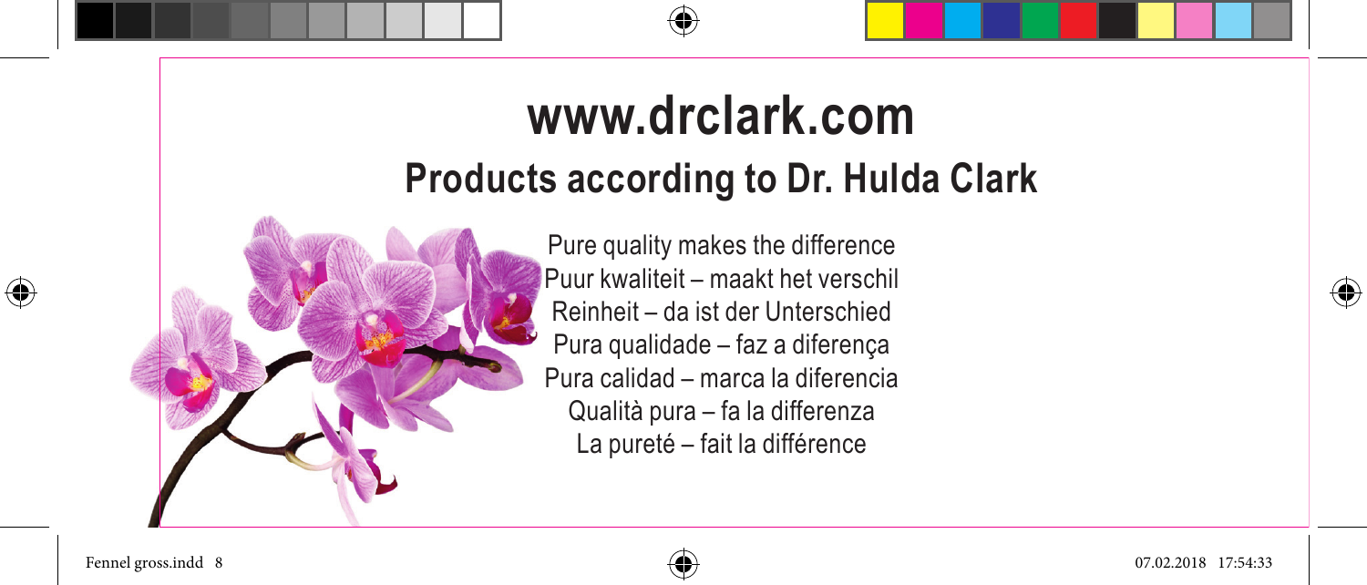# www.drclark.com

## Products according to Dr. Hulda Clark

Pure quality makes the difference
Puur kwaliteit – maakt het verschil
Reinheit – da ist der Unterschied
Pura qualidade – faz a diferença
Pura calidad – marca la diferencia
Qualità pura – fa la differenza
La pureté – fait la différence